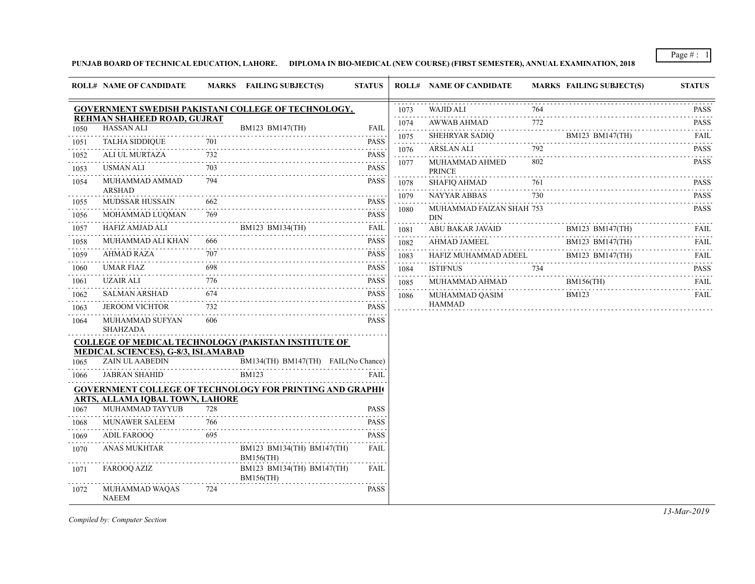**PUNJAB BOARD OF TECHNICAL EDUCATION, LAHORE. DIPLOMA IN BIO-MEDICAL (NEW COURSE) (FIRST SEMESTER), ANNUAL EXAMINATION, 2018**

| ROLL# | NAME OF CANDIDATE | MARKS | FAILING SUBJECT(S) | STATUS |
|---|---|---|---|---|
| **GOVERNMENT SWEDISH PAKISTANI COLLEGE OF TECHNOLOGY, REHMAN SHAHEED ROAD, GUJRAT** | | | | |
| 1050 | HASSAN ALI | | BM123 BM147(TH) | FAIL |
| 1051 | TALHA SIDDIQUE | 701 | | PASS |
| 1052 | ALI UL MURTAZA | 732 | | PASS |
| 1053 | USMAN ALI | 703 | | PASS |
| 1054 | MUHAMMAD AMMAD ARSHAD | 794 | | PASS |
| 1055 | MUDSSAR HUSSAIN | 662 | | PASS |
| 1056 | MOHAMMAD LUQMAN | 769 | | PASS |
| 1057 | HAFIZ AMJAD ALI | | BM123 BM134(TH) | FAIL |
| 1058 | MUHAMMAD ALI KHAN | 666 | | PASS |
| 1059 | AHMAD RAZA | 707 | | PASS |
| 1060 | UMAR FIAZ | 698 | | PASS |
| 1061 | UZAIR ALI | 776 | | PASS |
| 1062 | SALMAN ARSHAD | 674 | | PASS |
| 1063 | JEROOM VICHTOR | 732 | | PASS |
| 1064 | MUHAMMAD SUFYAN SHAHZADA | 606 | | PASS |
| **COLLEGE OF MEDICAL TECHNOLOGY (PAKISTAN INSTITUTE OF MEDICAL SCIENCES), G-8/3, ISLAMABAD** | | | | |
| 1065 | ZAIN UL AABEDIN | | BM134(TH) BM147(TH) | FAIL(No Chance) |
| 1066 | JABRAN SHAHID | | BM123 | FAIL |
| **GOVERNMENT COLLEGE OF TECHNOLOGY FOR PRINTING AND GRAPHIC ARTS, ALLAMA IQBAL TOWN, LAHORE** | | | | |
| 1067 | MUHAMMAD TAYYUB | 728 | | PASS |
| 1068 | MUNAWER SALEEM | 766 | | PASS |
| 1069 | ADIL FAROOQ | 695 | | PASS |
| 1070 | ANAS MUKHTAR | | BM123 BM134(TH) BM147(TH) BM156(TH) | FAIL |
| 1071 | FAROOQ AZIZ | | BM123 BM134(TH) BM147(TH) BM156(TH) | FAIL |
| 1072 | MUHAMMAD WAQAS NAEEM | 724 | | PASS |
| 1073 | WAJID ALI | 764 | | PASS |
| 1074 | AWWAB AHMAD | 772 | | PASS |
| 1075 | SHEHRYAR SADIQ | | BM123 BM147(TH) | FAIL |
| 1076 | ARSLAN ALI | 792 | | PASS |
| 1077 | MUHAMMAD AHMED PRINCE | 802 | | PASS |
| 1078 | SHAFIQ AHMAD | 761 | | PASS |
| 1079 | NAYYAR ABBAS | 730 | | PASS |
| 1080 | MUHAMMAD FAIZAN SHAH DIN | 753 | | PASS |
| 1081 | ABU BAKAR JAVAID | | BM123 BM147(TH) | FAIL |
| 1082 | AHMAD JAMEEL | | BM123 BM147(TH) | FAIL |
| 1083 | HAFIZ MUHAMMAD ADEEL | | BM123 BM147(TH) | FAIL |
| 1084 | ISTIFNUS | 734 | | PASS |
| 1085 | MUHAMMAD AHMAD | | BM156(TH) | FAIL |
| 1086 | MUHAMMAD QASIM HAMMAD | | BM123 | FAIL |

*Compiled by: Computer Section*

13-Mar-2019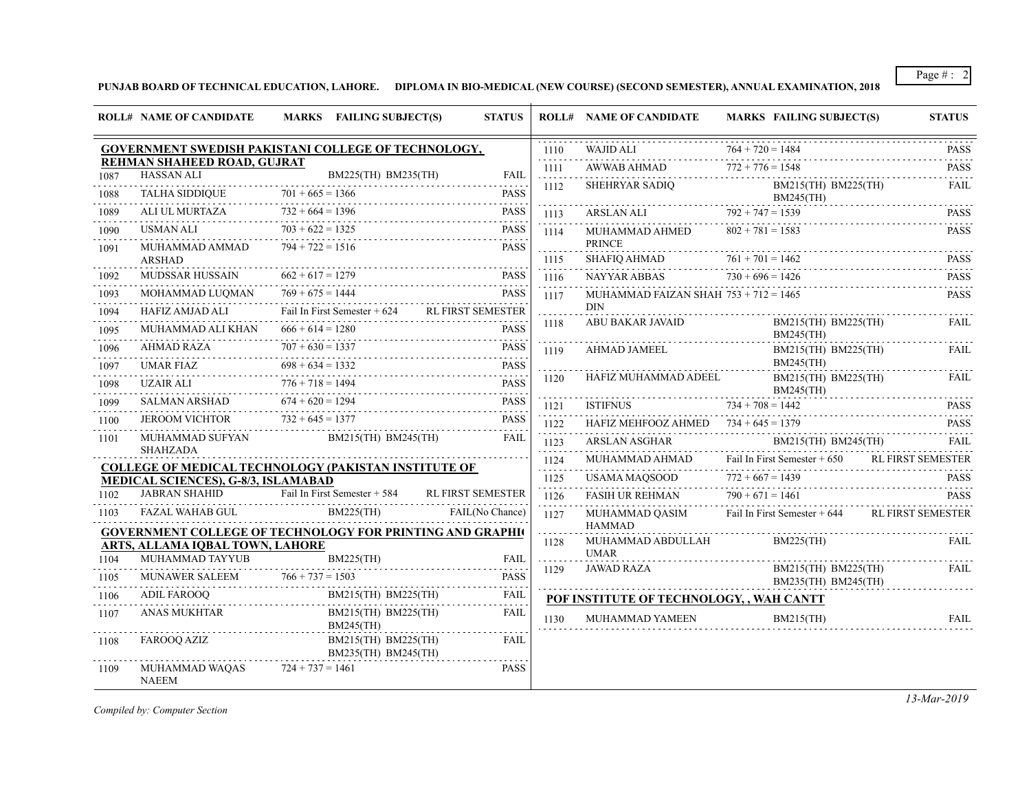**PUNJAB BOARD OF TECHNICAL EDUCATION, LAHORE. DIPLOMA IN BIO-MEDICAL (NEW COURSE) (SECOND SEMESTER), ANNUAL EXAMINATION, 2018**

| ROLL# | NAME OF CANDIDATE | MARKS | FAILING SUBJECT(S) | STATUS |
|---|---|---|---|---|
| **GOVERNMENT SWEDISH PAKISTANI COLLEGE OF TECHNOLOGY, REHMAN SHAHEED ROAD, GUJRAT** | | | | |
| 1087 | HASSAN ALI | | BM225(TH) BM235(TH) | FAIL |
| 1088 | TALHA SIDDIQUE | 701 + 665 = 1366 | | PASS |
| 1089 | ALI UL MURTAZA | 732 + 664 = 1396 | | PASS |
| 1090 | USMAN ALI | 703 + 622 = 1325 | | PASS |
| 1091 | MUHAMMAD AMMAD ARSHAD | 794 + 722 = 1516 | | PASS |
| 1092 | MUDSSAR HUSSAIN | 662 + 617 = 1279 | | PASS |
| 1093 | MOHAMMAD LUQMAN | 769 + 675 = 1444 | | PASS |
| 1094 | HAFIZ AMJAD ALI | Fail In First Semester + 624 | | RL FIRST SEMESTER |
| 1095 | MUHAMMAD ALI KHAN | 666 + 614 = 1280 | | PASS |
| 1096 | AHMAD RAZA | 707 + 630 = 1337 | | PASS |
| 1097 | UMAR FIAZ | 698 + 634 = 1332 | | PASS |
| 1098 | UZAIR ALI | 776 + 718 = 1494 | | PASS |
| 1099 | SALMAN ARSHAD | 674 + 620 = 1294 | | PASS |
| 1100 | JEROOM VICHTOR | 732 + 645 = 1377 | | PASS |
| 1101 | MUHAMMAD SUFYAN SHAHZADA | | BM215(TH) BM245(TH) | FAIL |
| **COLLEGE OF MEDICAL TECHNOLOGY (PAKISTAN INSTITUTE OF MEDICAL SCIENCES), G-8/3, ISLAMABAD** | | | | |
| 1102 | JABRAN SHAHID | Fail In First Semester + 584 | | RL FIRST SEMESTER |
| 1103 | FAZAL WAHAB GUL | | BM225(TH) | FAIL(No Chance) |
| **GOVERNMENT COLLEGE OF TECHNOLOGY FOR PRINTING AND GRAPHIC ARTS, ALLAMA IQBAL TOWN, LAHORE** | | | | |
| 1104 | MUHAMMAD TAYYUB | | BM225(TH) | FAIL |
| 1105 | MUNAWER SALEEM | 766 + 737 = 1503 | | PASS |
| 1106 | ADIL FAROOQ | | BM215(TH) BM225(TH) | FAIL |
| 1107 | ANAS MUKHTAR | | BM215(TH) BM225(TH) BM245(TH) | FAIL |
| 1108 | FAROOQ AZIZ | | BM215(TH) BM225(TH) BM235(TH) BM245(TH) | FAIL |
| 1109 | MUHAMMAD WAQAS NAEEM | 724 + 737 = 1461 | | PASS |
| 1110 | WAJID ALI | 764 + 720 = 1484 | | PASS |
| 1111 | AWWAB AHMAD | 772 + 776 = 1548 | | PASS |
| 1112 | SHEHRYAR SADIQ | | BM215(TH) BM225(TH) BM245(TH) | FAIL |
| 1113 | ARSLAN ALI | 792 + 747 = 1539 | | PASS |
| 1114 | MUHAMMAD AHMED PRINCE | 802 + 781 = 1583 | | PASS |
| 1115 | SHAFIQ AHMAD | 761 + 701 = 1462 | | PASS |
| 1116 | NAYYAR ABBAS | 730 + 696 = 1426 | | PASS |
| 1117 | MUHAMMAD FAIZAN SHAH DIN | 753 + 712 = 1465 | | PASS |
| 1118 | ABU BAKAR JAVAID | | BM215(TH) BM225(TH) BM245(TH) | FAIL |
| 1119 | AHMAD JAMEEL | | BM215(TH) BM225(TH) BM245(TH) | FAIL |
| 1120 | HAFIZ MUHAMMAD ADEEL | | BM215(TH) BM225(TH) BM245(TH) | FAIL |
| 1121 | ISTIFNUS | 734 + 708 = 1442 | | PASS |
| 1122 | HAFIZ MEHFOOZ AHMED | 734 + 645 = 1379 | | PASS |
| 1123 | ARSLAN ASGHAR | | BM215(TH) BM245(TH) | FAIL |
| 1124 | MUHAMMAD AHMAD | Fail In First Semester + 650 | | RL FIRST SEMESTER |
| 1125 | USAMA MAQSOOD | 772 + 667 = 1439 | | PASS |
| 1126 | FASIH UR REHMAN | 790 + 671 = 1461 | | PASS |
| 1127 | MUHAMMAD QASIM HAMMAD | Fail In First Semester + 644 | | RL FIRST SEMESTER |
| 1128 | MUHAMMAD ABDULLAH UMAR | | BM225(TH) | FAIL |
| 1129 | JAWAD RAZA | | BM215(TH) BM225(TH) BM235(TH) BM245(TH) | FAIL |
| **POF INSTITUTE OF TECHNOLOGY, , WAH CANTT** | | | | |
| 1130 | MUHAMMAD YAMEEN | | BM215(TH) | FAIL |

*Compiled by: Computer Section*

*13-Mar-2019*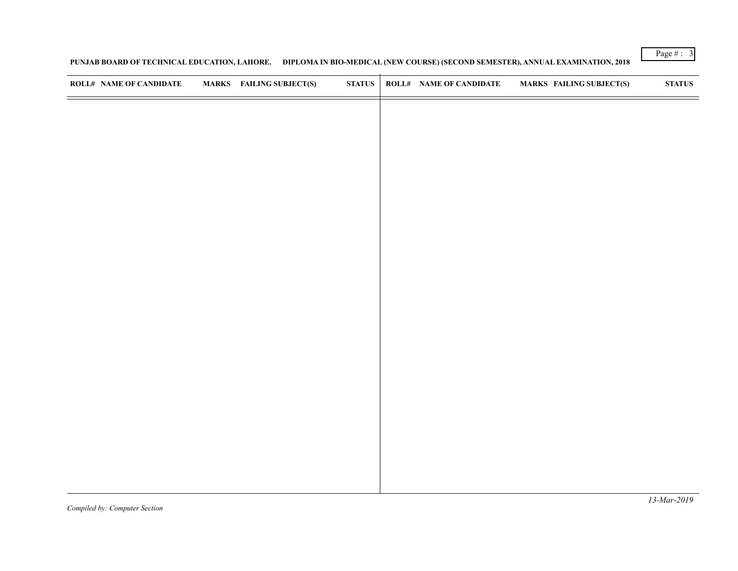| ROLL# | NAME OF CANDIDATE | MARKS | FAILING SUBJECT(S) | STATUS | ROLL# | NAME OF CANDIDATE | MARKS | FAILING SUBJECT(S) | STATUS |
|---|---|---|---|---|---|---|---|---|---|